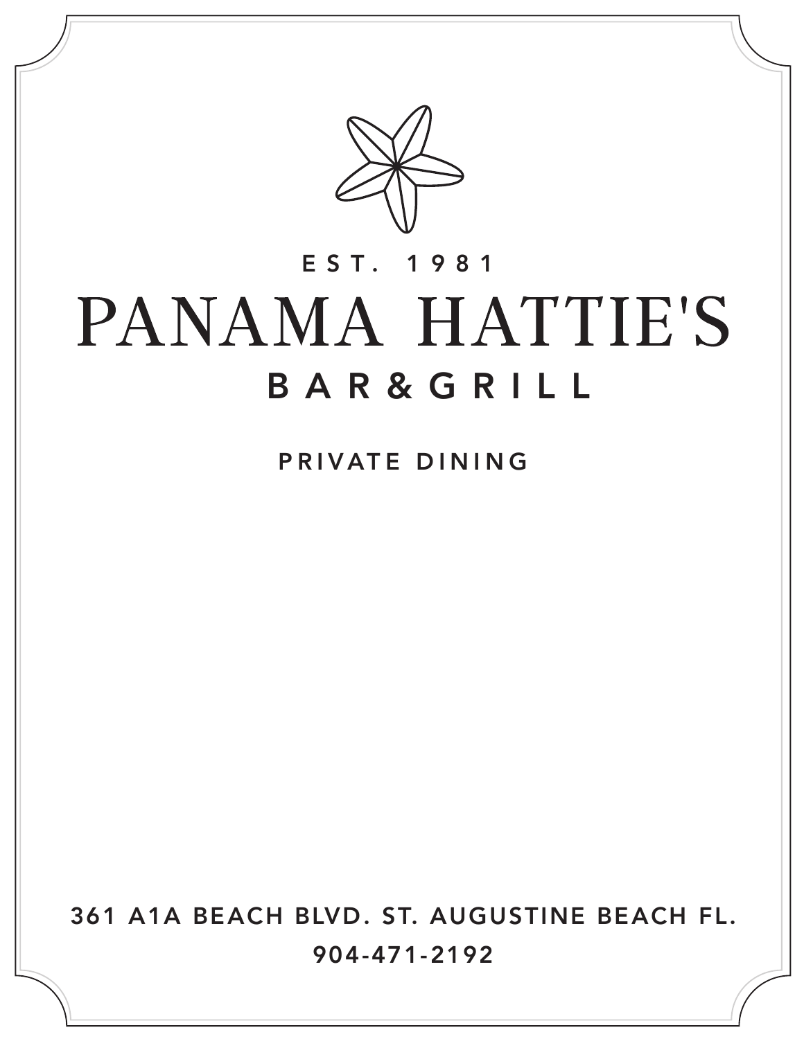EST. 1981

# PANAMA HATTIE'S

## BAR & GRILL

PRIVATE DINING

361 A1A BEACH BLVD. ST. AUGUSTINE BEACH FL.

904-471-2192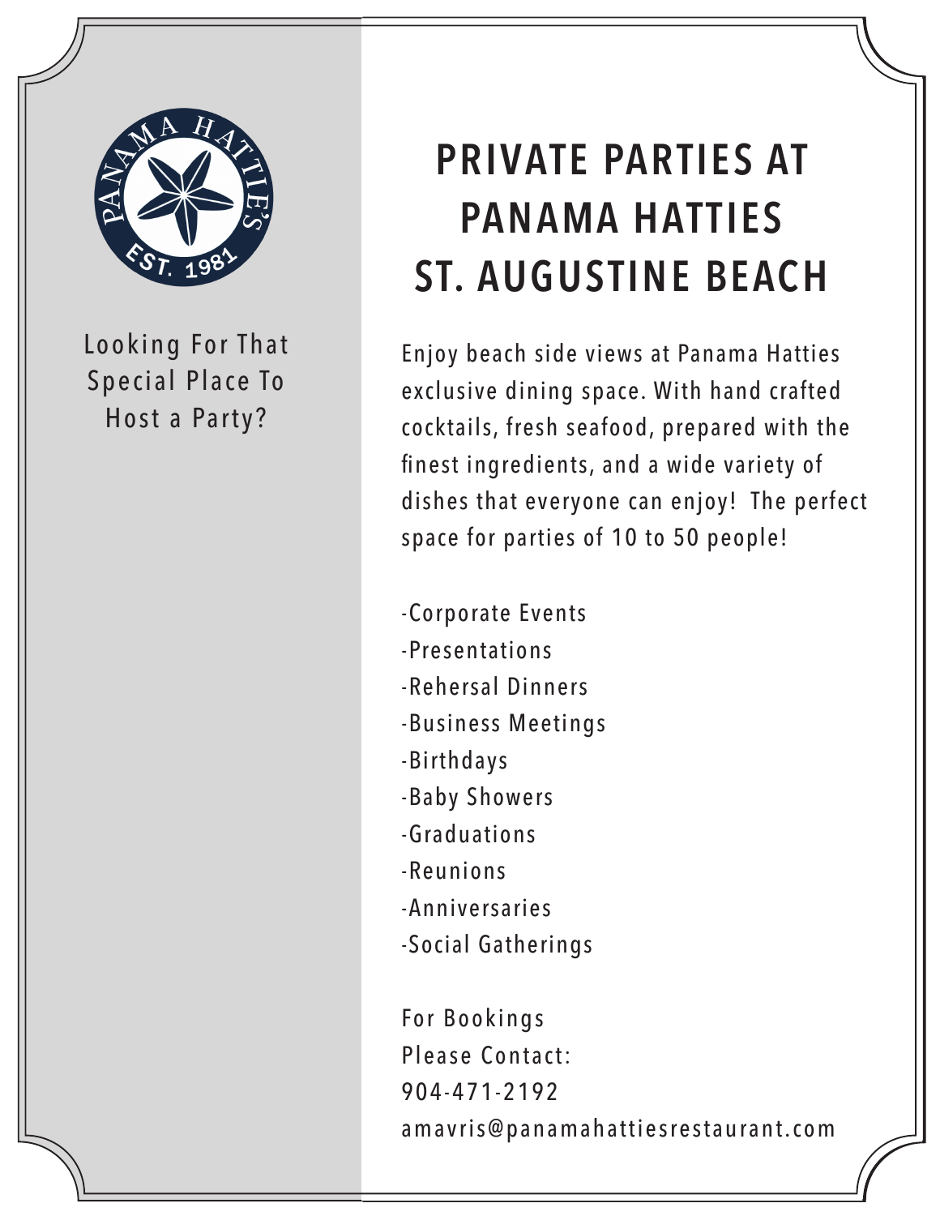# PRIVATE PARTIES AT PANAMA HATTIES ST. AUGUSTINE BEACH

Looking For That Special Place To Host a Party?

Enjoy beach side views at Panama Hatties exclusive dining space. With hand crafted cocktails, fresh seafood, prepared with the finest ingredients, and a wide variety of dishes that everyone can enjoy! The perfect space for parties of 10 to 50 people!

- Corporate Events
- Presentations
- Rehersal Dinners
- Business Meetings
- Birthdays
- Baby Showers
- Graduations
- Reunions
- Anniversaries
- Social Gatherings

For Bookings
Please Contact:
904-471-2192
amavris@panamahattiesrestaurant.com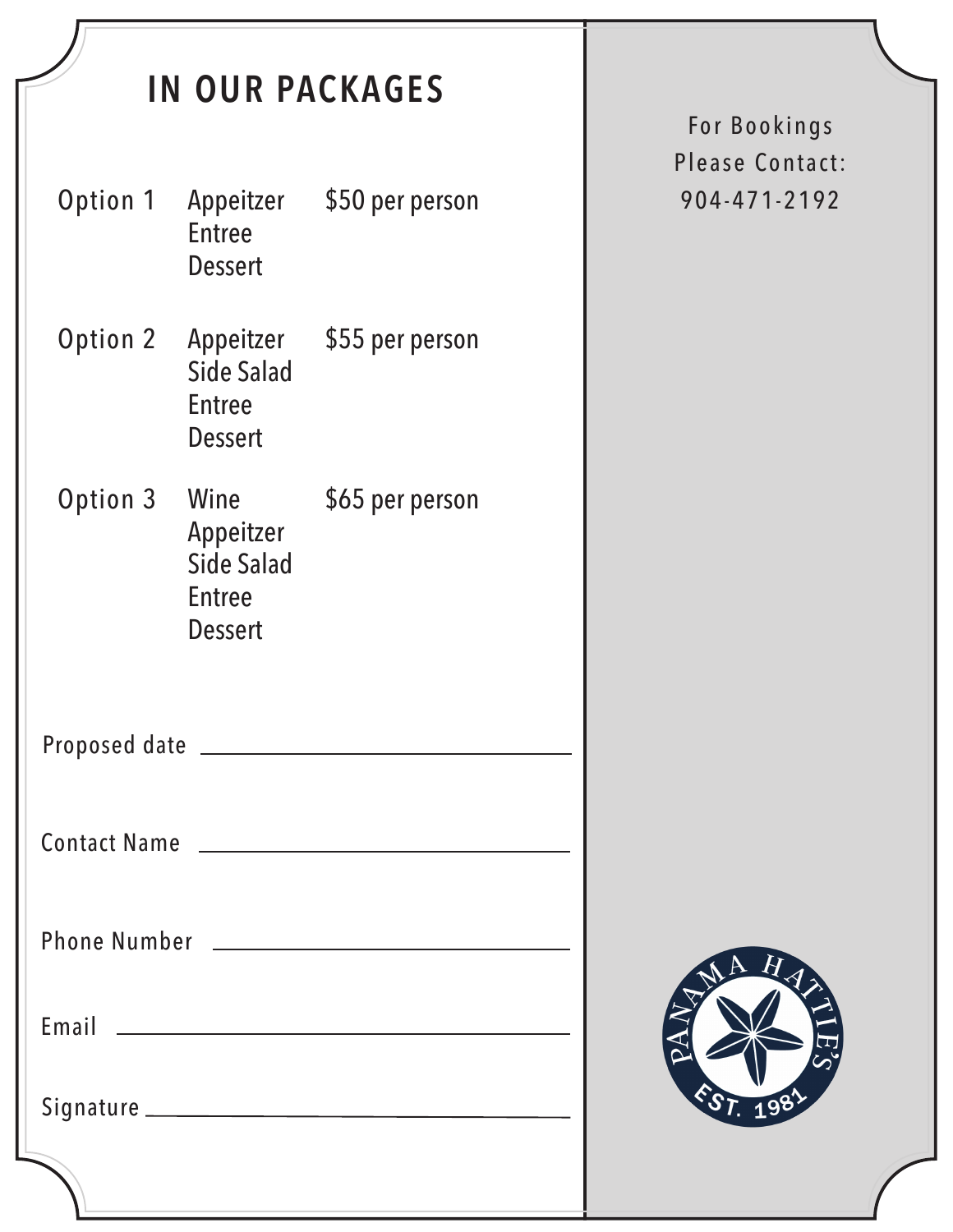# IN OUR PACKAGES

| | | |
|---|---|---|
| Option 1 | Appeitzer<br>Entree<br>Dessert | $50 per person |
| Option 2 | Appeitzer<br>Side Salad<br>Entree<br>Dessert | $55 per person |
| Option 3 | Wine<br>Appeitzer<br>Side Salad<br>Entree<br>Dessert | $65 per person |

Proposed date ______________________________

Contact Name ______________________________

Phone Number ______________________________

Email ______________________________

Signature ______________________________

For Bookings
Please Contact:
904-471-2192

PANAMA HATTIE'S
EST. 1981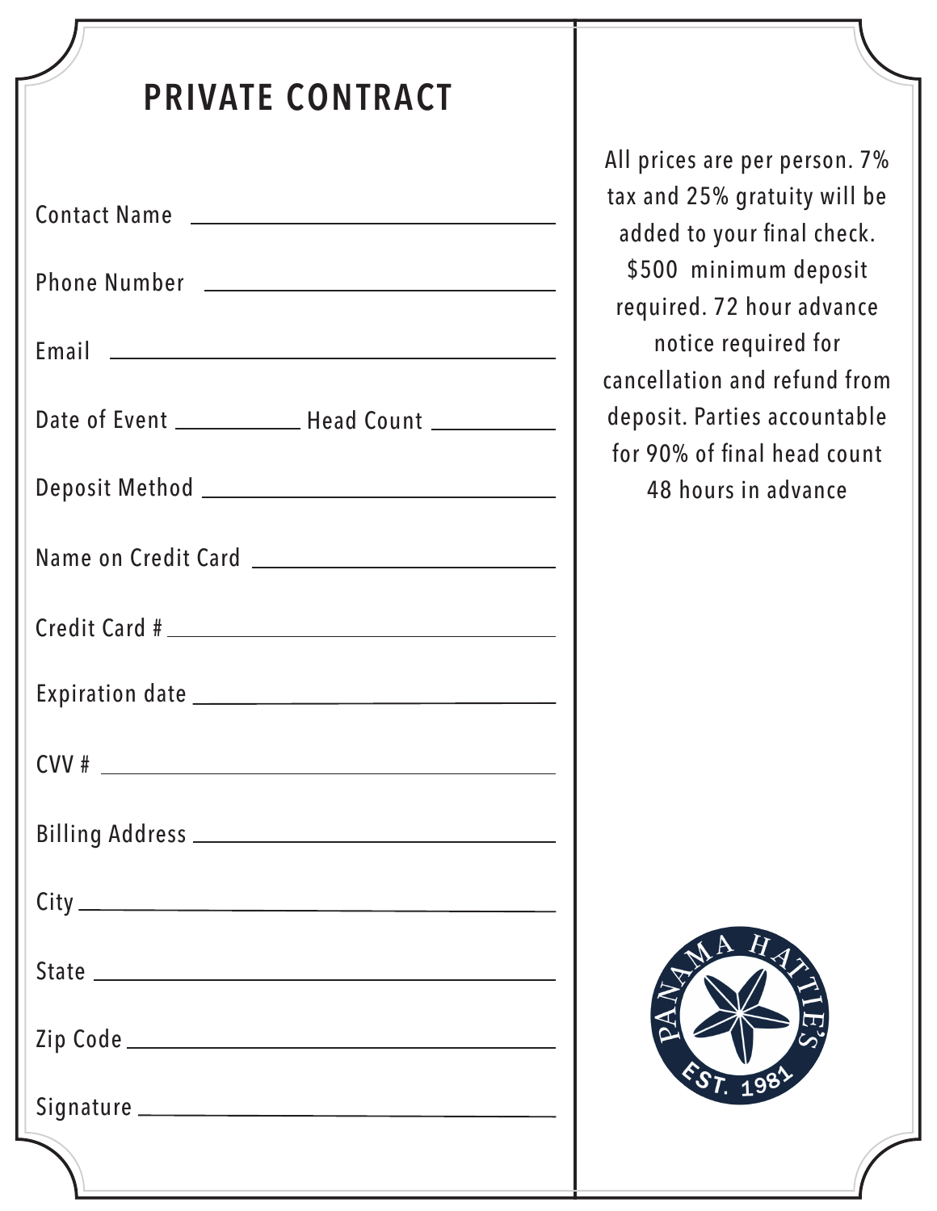# PRIVATE CONTRACT

Contact Name ______________________________

Phone Number ______________________________

Email ______________________________

Date of Event __________ Head Count __________

Deposit Method ______________________________

Name on Credit Card ______________________________

Credit Card # ______________________________

Expiration date ______________________________

CVV # ______________________________

Billing Address ______________________________

City ______________________________

State ______________________________

Zip Code ______________________________

Signature ______________________________

All prices are per person. 7% tax and 25% gratuity will be added to your final check. $500 minimum deposit required. 72 hour advance notice required for cancellation and refund from deposit. Parties accountable for 90% of final head count 48 hours in advance

PANAMA HATTIE'S EST. 1981